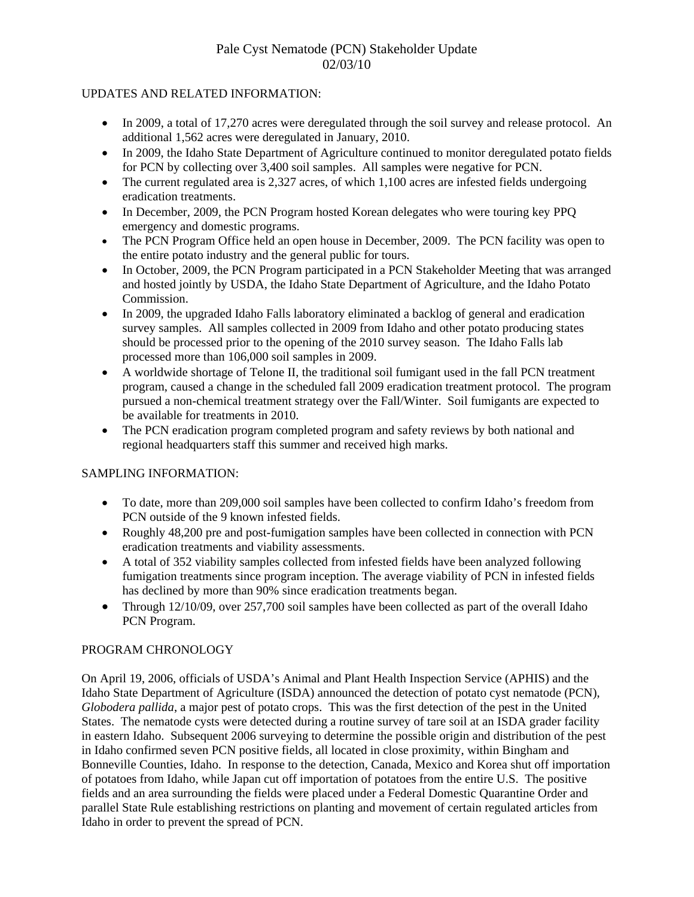# Pale Cyst Nematode (PCN) Stakeholder Update
02/03/10

## UPDATES AND RELATED INFORMATION:

- In 2009, a total of 17,270 acres were deregulated through the soil survey and release protocol. An additional 1,562 acres were deregulated in January, 2010.
- In 2009, the Idaho State Department of Agriculture continued to monitor deregulated potato fields for PCN by collecting over 3,400 soil samples. All samples were negative for PCN.
- The current regulated area is 2,327 acres, of which 1,100 acres are infested fields undergoing eradication treatments.
- In December, 2009, the PCN Program hosted Korean delegates who were touring key PPQ emergency and domestic programs.
- The PCN Program Office held an open house in December, 2009. The PCN facility was open to the entire potato industry and the general public for tours.
- In October, 2009, the PCN Program participated in a PCN Stakeholder Meeting that was arranged and hosted jointly by USDA, the Idaho State Department of Agriculture, and the Idaho Potato Commission.
- In 2009, the upgraded Idaho Falls laboratory eliminated a backlog of general and eradication survey samples. All samples collected in 2009 from Idaho and other potato producing states should be processed prior to the opening of the 2010 survey season. The Idaho Falls lab processed more than 106,000 soil samples in 2009.
- A worldwide shortage of Telone II, the traditional soil fumigant used in the fall PCN treatment program, caused a change in the scheduled fall 2009 eradication treatment protocol. The program pursued a non-chemical treatment strategy over the Fall/Winter. Soil fumigants are expected to be available for treatments in 2010.
- The PCN eradication program completed program and safety reviews by both national and regional headquarters staff this summer and received high marks.

## SAMPLING INFORMATION:

- To date, more than 209,000 soil samples have been collected to confirm Idaho's freedom from PCN outside of the 9 known infested fields.
- Roughly 48,200 pre and post-fumigation samples have been collected in connection with PCN eradication treatments and viability assessments.
- A total of 352 viability samples collected from infested fields have been analyzed following fumigation treatments since program inception. The average viability of PCN in infested fields has declined by more than 90% since eradication treatments began.
- Through 12/10/09, over 257,700 soil samples have been collected as part of the overall Idaho PCN Program.

## PROGRAM CHRONOLOGY

On April 19, 2006, officials of USDA's Animal and Plant Health Inspection Service (APHIS) and the Idaho State Department of Agriculture (ISDA) announced the detection of potato cyst nematode (PCN), *Globodera pallida*, a major pest of potato crops. This was the first detection of the pest in the United States. The nematode cysts were detected during a routine survey of tare soil at an ISDA grader facility in eastern Idaho. Subsequent 2006 surveying to determine the possible origin and distribution of the pest in Idaho confirmed seven PCN positive fields, all located in close proximity, within Bingham and Bonneville Counties, Idaho. In response to the detection, Canada, Mexico and Korea shut off importation of potatoes from Idaho, while Japan cut off importation of potatoes from the entire U.S. The positive fields and an area surrounding the fields were placed under a Federal Domestic Quarantine Order and parallel State Rule establishing restrictions on planting and movement of certain regulated articles from Idaho in order to prevent the spread of PCN.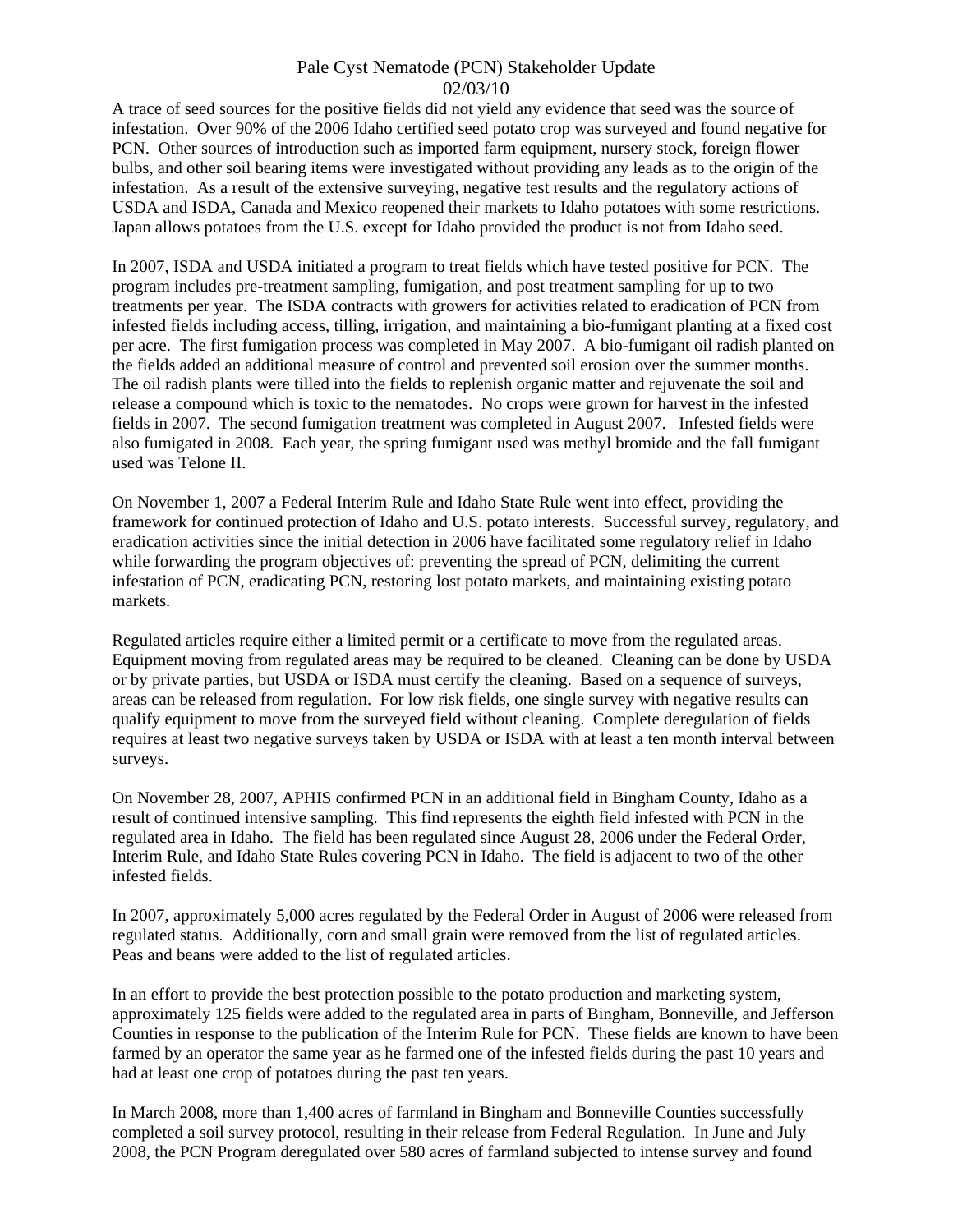# Pale Cyst Nematode (PCN) Stakeholder Update
02/03/10

A trace of seed sources for the positive fields did not yield any evidence that seed was the source of infestation. Over 90% of the 2006 Idaho certified seed potato crop was surveyed and found negative for PCN. Other sources of introduction such as imported farm equipment, nursery stock, foreign flower bulbs, and other soil bearing items were investigated without providing any leads as to the origin of the infestation. As a result of the extensive surveying, negative test results and the regulatory actions of USDA and ISDA, Canada and Mexico reopened their markets to Idaho potatoes with some restrictions. Japan allows potatoes from the U.S. except for Idaho provided the product is not from Idaho seed.

In 2007, ISDA and USDA initiated a program to treat fields which have tested positive for PCN. The program includes pre-treatment sampling, fumigation, and post treatment sampling for up to two treatments per year. The ISDA contracts with growers for activities related to eradication of PCN from infested fields including access, tilling, irrigation, and maintaining a bio-fumigant planting at a fixed cost per acre. The first fumigation process was completed in May 2007. A bio-fumigant oil radish planted on the fields added an additional measure of control and prevented soil erosion over the summer months. The oil radish plants were tilled into the fields to replenish organic matter and rejuvenate the soil and release a compound which is toxic to the nematodes. No crops were grown for harvest in the infested fields in 2007. The second fumigation treatment was completed in August 2007. Infested fields were also fumigated in 2008. Each year, the spring fumigant used was methyl bromide and the fall fumigant used was Telone II.

On November 1, 2007 a Federal Interim Rule and Idaho State Rule went into effect, providing the framework for continued protection of Idaho and U.S. potato interests. Successful survey, regulatory, and eradication activities since the initial detection in 2006 have facilitated some regulatory relief in Idaho while forwarding the program objectives of: preventing the spread of PCN, delimiting the current infestation of PCN, eradicating PCN, restoring lost potato markets, and maintaining existing potato markets.

Regulated articles require either a limited permit or a certificate to move from the regulated areas. Equipment moving from regulated areas may be required to be cleaned. Cleaning can be done by USDA or by private parties, but USDA or ISDA must certify the cleaning. Based on a sequence of surveys, areas can be released from regulation. For low risk fields, one single survey with negative results can qualify equipment to move from the surveyed field without cleaning. Complete deregulation of fields requires at least two negative surveys taken by USDA or ISDA with at least a ten month interval between surveys.

On November 28, 2007, APHIS confirmed PCN in an additional field in Bingham County, Idaho as a result of continued intensive sampling. This find represents the eighth field infested with PCN in the regulated area in Idaho. The field has been regulated since August 28, 2006 under the Federal Order, Interim Rule, and Idaho State Rules covering PCN in Idaho. The field is adjacent to two of the other infested fields.

In 2007, approximately 5,000 acres regulated by the Federal Order in August of 2006 were released from regulated status. Additionally, corn and small grain were removed from the list of regulated articles. Peas and beans were added to the list of regulated articles.

In an effort to provide the best protection possible to the potato production and marketing system, approximately 125 fields were added to the regulated area in parts of Bingham, Bonneville, and Jefferson Counties in response to the publication of the Interim Rule for PCN. These fields are known to have been farmed by an operator the same year as he farmed one of the infested fields during the past 10 years and had at least one crop of potatoes during the past ten years.

In March 2008, more than 1,400 acres of farmland in Bingham and Bonneville Counties successfully completed a soil survey protocol, resulting in their release from Federal Regulation. In June and July 2008, the PCN Program deregulated over 580 acres of farmland subjected to intense survey and found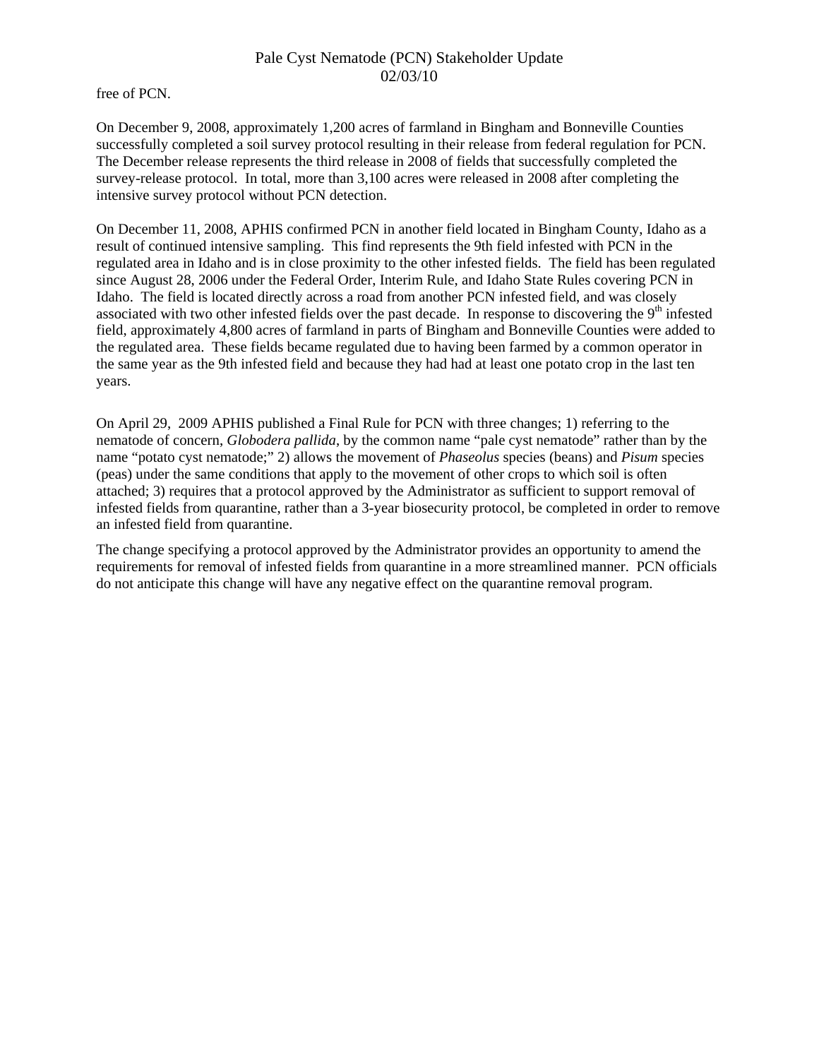free of PCN.

On December 9, 2008, approximately 1,200 acres of farmland in Bingham and Bonneville Counties successfully completed a soil survey protocol resulting in their release from federal regulation for PCN. The December release represents the third release in 2008 of fields that successfully completed the survey-release protocol. In total, more than 3,100 acres were released in 2008 after completing the intensive survey protocol without PCN detection.

On December 11, 2008, APHIS confirmed PCN in another field located in Bingham County, Idaho as a result of continued intensive sampling. This find represents the 9th field infested with PCN in the regulated area in Idaho and is in close proximity to the other infested fields. The field has been regulated since August 28, 2006 under the Federal Order, Interim Rule, and Idaho State Rules covering PCN in Idaho. The field is located directly across a road from another PCN infested field, and was closely associated with two other infested fields over the past decade. In response to discovering the 9th infested field, approximately 4,800 acres of farmland in parts of Bingham and Bonneville Counties were added to the regulated area. These fields became regulated due to having been farmed by a common operator in the same year as the 9th infested field and because they had had at least one potato crop in the last ten years.

On April 29, 2009 APHIS published a Final Rule for PCN with three changes; 1) referring to the nematode of concern, *Globodera pallida*, by the common name "pale cyst nematode" rather than by the name "potato cyst nematode;" 2) allows the movement of *Phaseolus* species (beans) and *Pisum* species (peas) under the same conditions that apply to the movement of other crops to which soil is often attached; 3) requires that a protocol approved by the Administrator as sufficient to support removal of infested fields from quarantine, rather than a 3-year biosecurity protocol, be completed in order to remove an infested field from quarantine.

The change specifying a protocol approved by the Administrator provides an opportunity to amend the requirements for removal of infested fields from quarantine in a more streamlined manner. PCN officials do not anticipate this change will have any negative effect on the quarantine removal program.